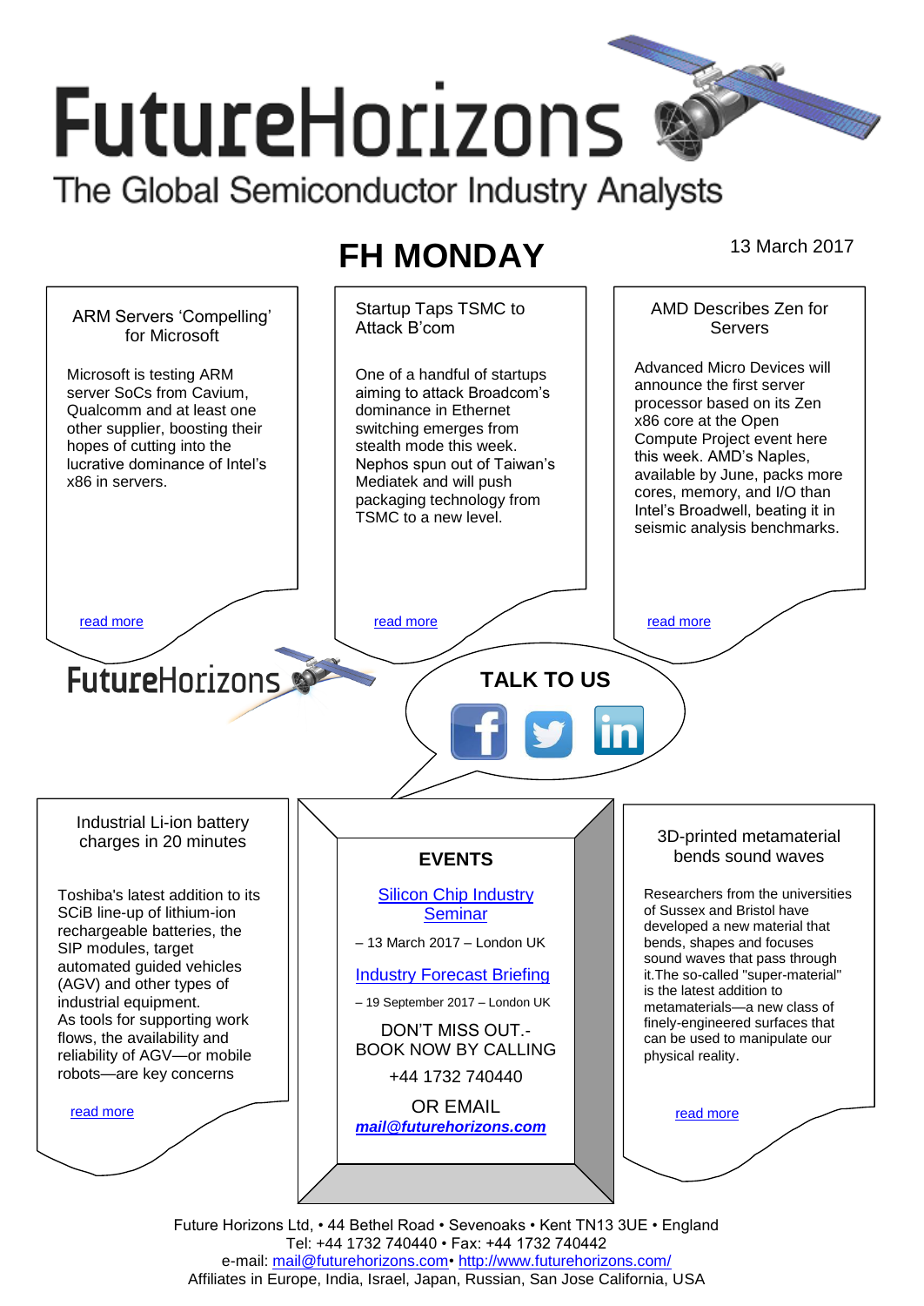# FutureHorizons

The Global Semiconductor Industry Analysts

## FH MONDAY

13 March 2017

### ARM Servers 'Compelling' for Microsoft

Microsoft is testing ARM server SoCs from Cavium, Qualcomm and at least one other supplier, boosting their hopes of cutting into the lucrative dominance of Intel's x86 in servers.

read more

### Startup Taps TSMC to Attack B'com

One of a handful of startups aiming to attack Broadcom's dominance in Ethernet switching emerges from stealth mode this week. Nephos spun out of Taiwan's Mediatek and will push packaging technology from TSMC to a new level.

read more

### AMD Describes Zen for Servers

Advanced Micro Devices will announce the first server processor based on its Zen x86 core at the Open Compute Project event here this week. AMD's Naples, available by June, packs more cores, memory, and I/O than Intel's Broadwell, beating it in seismic analysis benchmarks.

read more

FutureHorizons

**TALK TO US**

### Industrial Li-ion battery charges in 20 minutes

Toshiba's latest addition to its SCiB line-up of lithium-ion rechargeable batteries, the SIP modules, target automated guided vehicles (AGV) and other types of industrial equipment.
As tools for supporting work flows, the availability and reliability of AGV—or mobile robots—are key concerns

read more

### EVENTS

Silicon Chip Industry Seminar

– 13 March 2017 – London UK

Industry Forecast Briefing

– 19 September 2017 – London UK

DON'T MISS OUT.-
BOOK NOW BY CALLING

+44 1732 740440

OR EMAIL

***mail@futurehorizons.com***

### 3D-printed metamaterial bends sound waves

Researchers from the universities of Sussex and Bristol have developed a new material that bends, shapes and focuses sound waves that pass through it.The so-called "super-material" is the latest addition to metamaterials—a new class of finely-engineered surfaces that can be used to manipulate our physical reality.

read more

Future Horizons Ltd, • 44 Bethel Road • Sevenoaks • Kent TN13 3UE • England
Tel: +44 1732 740440 • Fax: +44 1732 740442
e-mail: mail@futurehorizons.com• http://www.futurehorizons.com/
Affiliates in Europe, India, Israel, Japan, Russian, San Jose California, USA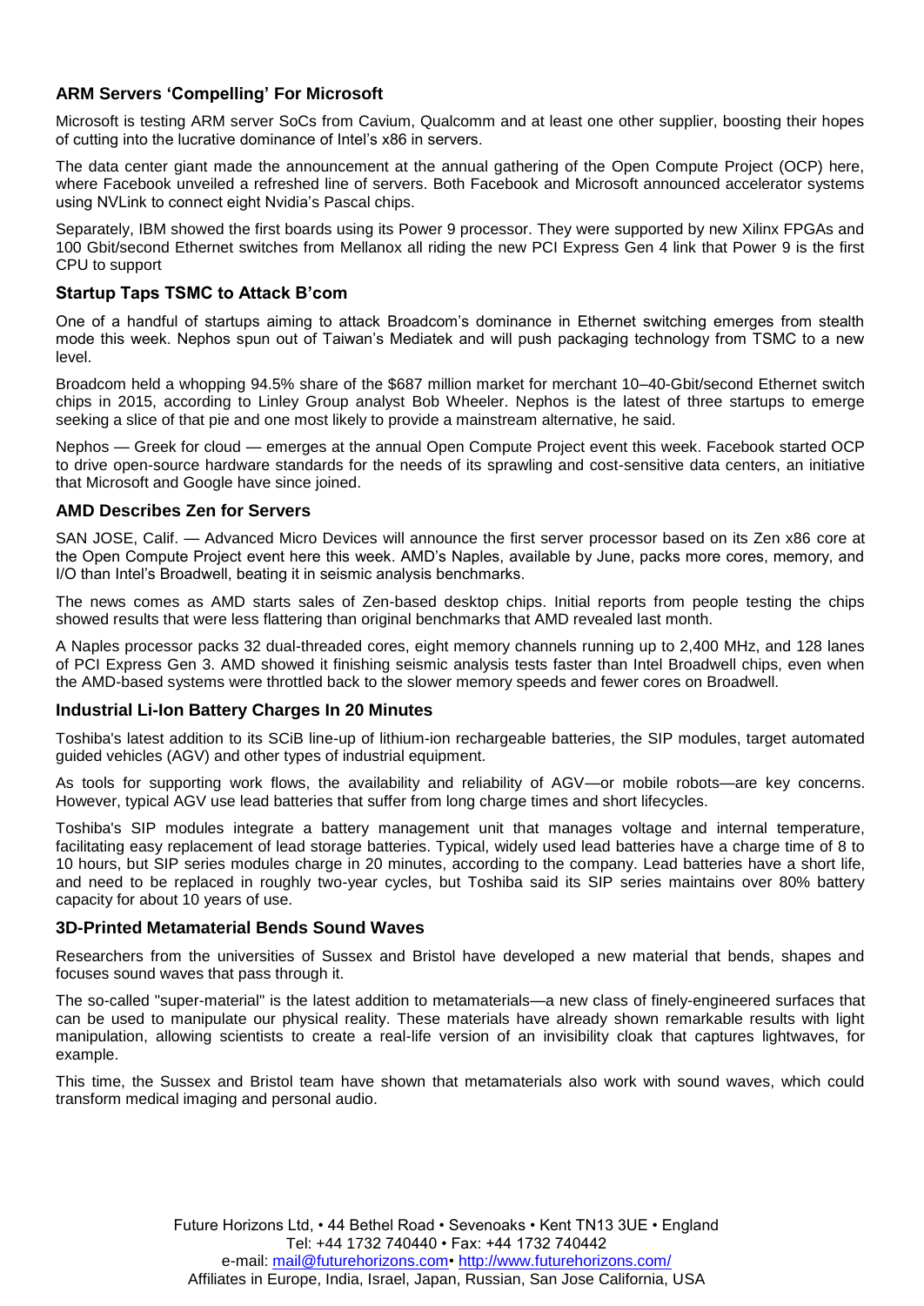### ARM Servers 'Compelling' For Microsoft

Microsoft is testing ARM server SoCs from Cavium, Qualcomm and at least one other supplier, boosting their hopes of cutting into the lucrative dominance of Intel's x86 in servers.

The data center giant made the announcement at the annual gathering of the Open Compute Project (OCP) here, where Facebook unveiled a refreshed line of servers. Both Facebook and Microsoft announced accelerator systems using NVLink to connect eight Nvidia's Pascal chips.

Separately, IBM showed the first boards using its Power 9 processor. They were supported by new Xilinx FPGAs and 100 Gbit/second Ethernet switches from Mellanox all riding the new PCI Express Gen 4 link that Power 9 is the first CPU to support

### Startup Taps TSMC to Attack B'com

One of a handful of startups aiming to attack Broadcom's dominance in Ethernet switching emerges from stealth mode this week. Nephos spun out of Taiwan's Mediatek and will push packaging technology from TSMC to a new level.

Broadcom held a whopping 94.5% share of the $687 million market for merchant 10–40-Gbit/second Ethernet switch chips in 2015, according to Linley Group analyst Bob Wheeler. Nephos is the latest of three startups to emerge seeking a slice of that pie and one most likely to provide a mainstream alternative, he said.

Nephos — Greek for cloud — emerges at the annual Open Compute Project event this week. Facebook started OCP to drive open-source hardware standards for the needs of its sprawling and cost-sensitive data centers, an initiative that Microsoft and Google have since joined.

### AMD Describes Zen for Servers

SAN JOSE, Calif. — Advanced Micro Devices will announce the first server processor based on its Zen x86 core at the Open Compute Project event here this week. AMD's Naples, available by June, packs more cores, memory, and I/O than Intel's Broadwell, beating it in seismic analysis benchmarks.

The news comes as AMD starts sales of Zen-based desktop chips. Initial reports from people testing the chips showed results that were less flattering than original benchmarks that AMD revealed last month.

A Naples processor packs 32 dual-threaded cores, eight memory channels running up to 2,400 MHz, and 128 lanes of PCI Express Gen 3. AMD showed it finishing seismic analysis tests faster than Intel Broadwell chips, even when the AMD-based systems were throttled back to the slower memory speeds and fewer cores on Broadwell.

### Industrial Li-Ion Battery Charges In 20 Minutes

Toshiba's latest addition to its SCiB line-up of lithium-ion rechargeable batteries, the SIP modules, target automated guided vehicles (AGV) and other types of industrial equipment.

As tools for supporting work flows, the availability and reliability of AGV—or mobile robots—are key concerns. However, typical AGV use lead batteries that suffer from long charge times and short lifecycles.

Toshiba's SIP modules integrate a battery management unit that manages voltage and internal temperature, facilitating easy replacement of lead storage batteries. Typical, widely used lead batteries have a charge time of 8 to 10 hours, but SIP series modules charge in 20 minutes, according to the company. Lead batteries have a short life, and need to be replaced in roughly two-year cycles, but Toshiba said its SIP series maintains over 80% battery capacity for about 10 years of use.

### 3D-Printed Metamaterial Bends Sound Waves

Researchers from the universities of Sussex and Bristol have developed a new material that bends, shapes and focuses sound waves that pass through it.

The so-called "super-material" is the latest addition to metamaterials—a new class of finely-engineered surfaces that can be used to manipulate our physical reality. These materials have already shown remarkable results with light manipulation, allowing scientists to create a real-life version of an invisibility cloak that captures lightwaves, for example.

This time, the Sussex and Bristol team have shown that metamaterials also work with sound waves, which could transform medical imaging and personal audio.

Future Horizons Ltd, • 44 Bethel Road • Sevenoaks • Kent TN13 3UE • England
Tel: +44 1732 740440 • Fax: +44 1732 740442
e-mail: mail@futurehorizons.com• http://www.futurehorizons.com/
Affiliates in Europe, India, Israel, Japan, Russian, San Jose California, USA